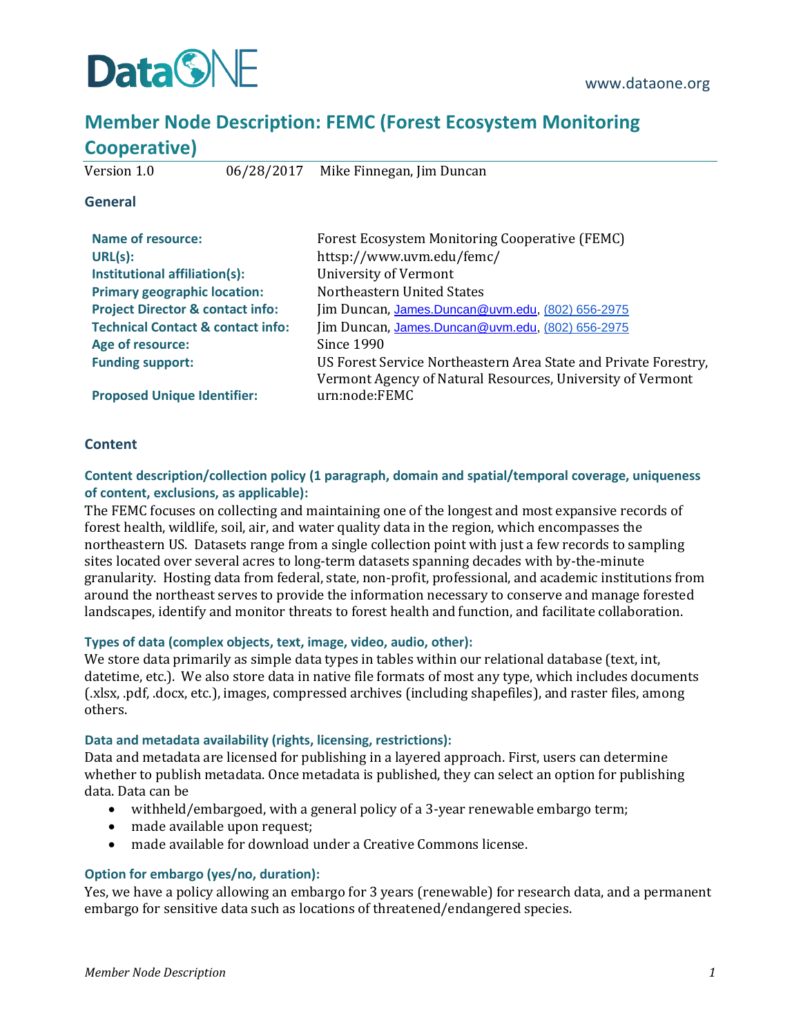DataONE

www.dataone.org

# Member Node Description: FEMC (Forest Ecosystem Monitoring Cooperative)

Version 1.0 06/28/2017 Mike Finnegan, Jim Duncan

## General

| | |
|---|---|
| **Name of resource:** | Forest Ecosystem Monitoring Cooperative (FEMC) |
| **URL(s):** | httsp://www.uvm.edu/femc/ |
| **Institutional affiliation(s):** | University of Vermont |
| **Primary geographic location:** | Northeastern United States |
| **Project Director & contact info:** | Jim Duncan, James.Duncan@uvm.edu, (802) 656-2975 |
| **Technical Contact & contact info:** | Jim Duncan, James.Duncan@uvm.edu, (802) 656-2975 |
| **Age of resource:** | Since 1990 |
| **Funding support:** | US Forest Service Northeastern Area State and Private Forestry, Vermont Agency of Natural Resources, University of Vermont |
| **Proposed Unique Identifier:** | urn:node:FEMC |

## Content

### Content description/collection policy (1 paragraph, domain and spatial/temporal coverage, uniqueness of content, exclusions, as applicable):

The FEMC focuses on collecting and maintaining one of the longest and most expansive records of forest health, wildlife, soil, air, and water quality data in the region, which encompasses the northeastern US. Datasets range from a single collection point with just a few records to sampling sites located over several acres to long-term datasets spanning decades with by-the-minute granularity. Hosting data from federal, state, non-profit, professional, and academic institutions from around the northeast serves to provide the information necessary to conserve and manage forested landscapes, identify and monitor threats to forest health and function, and facilitate collaboration.

### Types of data (complex objects, text, image, video, audio, other):

We store data primarily as simple data types in tables within our relational database (text, int, datetime, etc.). We also store data in native file formats of most any type, which includes documents (.xlsx, .pdf, .docx, etc.), images, compressed archives (including shapefiles), and raster files, among others.

### Data and metadata availability (rights, licensing, restrictions):

Data and metadata are licensed for publishing in a layered approach. First, users can determine whether to publish metadata. Once metadata is published, they can select an option for publishing data. Data can be

- withheld/embargoed, with a general policy of a 3-year renewable embargo term;
- made available upon request;
- made available for download under a Creative Commons license.

### Option for embargo (yes/no, duration):

Yes, we have a policy allowing an embargo for 3 years (renewable) for research data, and a permanent embargo for sensitive data such as locations of threatened/endangered species.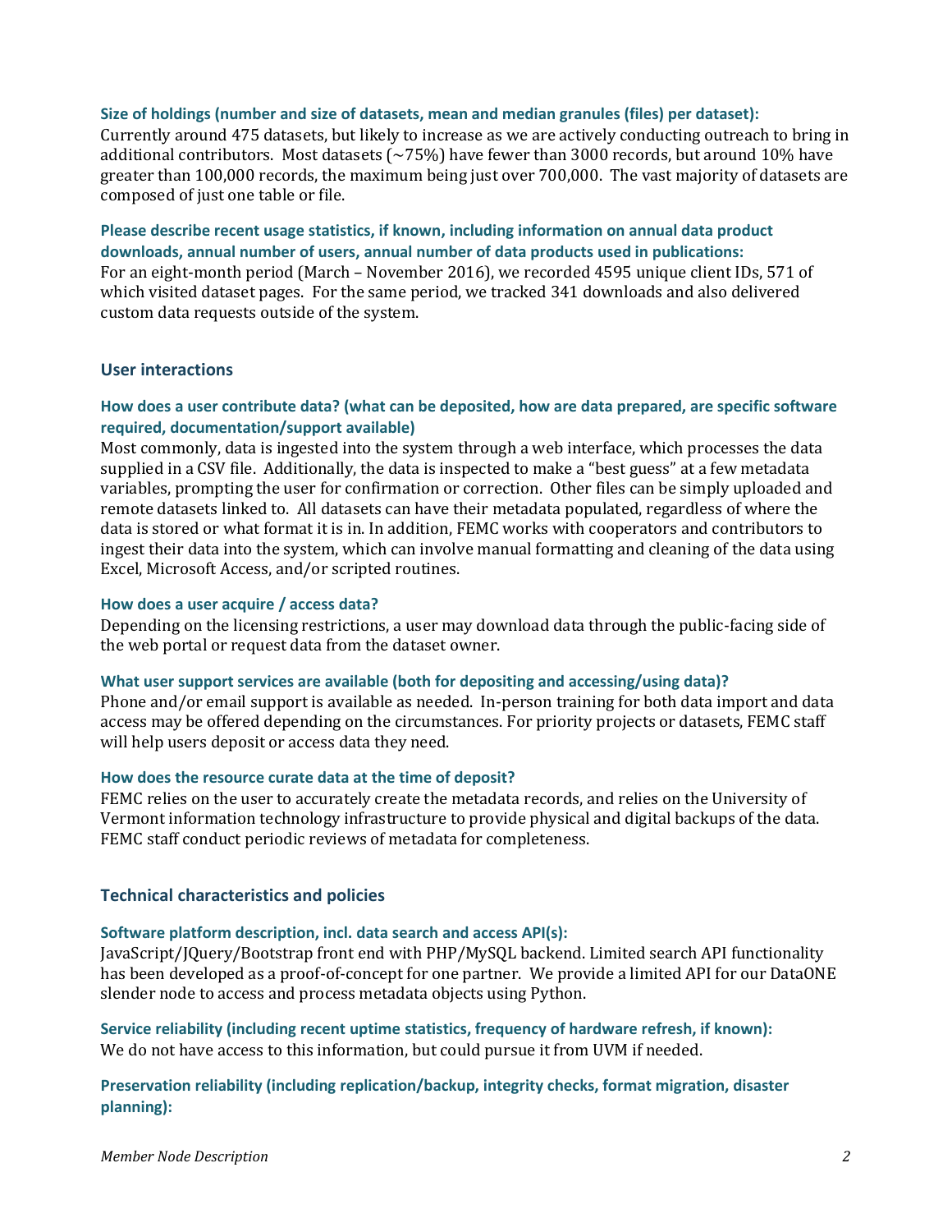**Size of holdings (number and size of datasets, mean and median granules (files) per dataset):**
Currently around 475 datasets, but likely to increase as we are actively conducting outreach to bring in additional contributors. Most datasets (~75%) have fewer than 3000 records, but around 10% have greater than 100,000 records, the maximum being just over 700,000. The vast majority of datasets are composed of just one table or file.

**Please describe recent usage statistics, if known, including information on annual data product downloads, annual number of users, annual number of data products used in publications:**
For an eight-month period (March – November 2016), we recorded 4595 unique client IDs, 571 of which visited dataset pages. For the same period, we tracked 341 downloads and also delivered custom data requests outside of the system.

## User interactions

**How does a user contribute data? (what can be deposited, how are data prepared, are specific software required, documentation/support available)**
Most commonly, data is ingested into the system through a web interface, which processes the data supplied in a CSV file. Additionally, the data is inspected to make a "best guess" at a few metadata variables, prompting the user for confirmation or correction. Other files can be simply uploaded and remote datasets linked to. All datasets can have their metadata populated, regardless of where the data is stored or what format it is in. In addition, FEMC works with cooperators and contributors to ingest their data into the system, which can involve manual formatting and cleaning of the data using Excel, Microsoft Access, and/or scripted routines.

**How does a user acquire / access data?**
Depending on the licensing restrictions, a user may download data through the public-facing side of the web portal or request data from the dataset owner.

**What user support services are available (both for depositing and accessing/using data)?**
Phone and/or email support is available as needed. In-person training for both data import and data access may be offered depending on the circumstances. For priority projects or datasets, FEMC staff will help users deposit or access data they need.

**How does the resource curate data at the time of deposit?**
FEMC relies on the user to accurately create the metadata records, and relies on the University of Vermont information technology infrastructure to provide physical and digital backups of the data. FEMC staff conduct periodic reviews of metadata for completeness.

## Technical characteristics and policies

**Software platform description, incl. data search and access API(s):**
JavaScript/JQuery/Bootstrap front end with PHP/MySQL backend. Limited search API functionality has been developed as a proof-of-concept for one partner. We provide a limited API for our DataONE slender node to access and process metadata objects using Python.

**Service reliability (including recent uptime statistics, frequency of hardware refresh, if known):**
We do not have access to this information, but could pursue it from UVM if needed.

**Preservation reliability (including replication/backup, integrity checks, format migration, disaster planning):**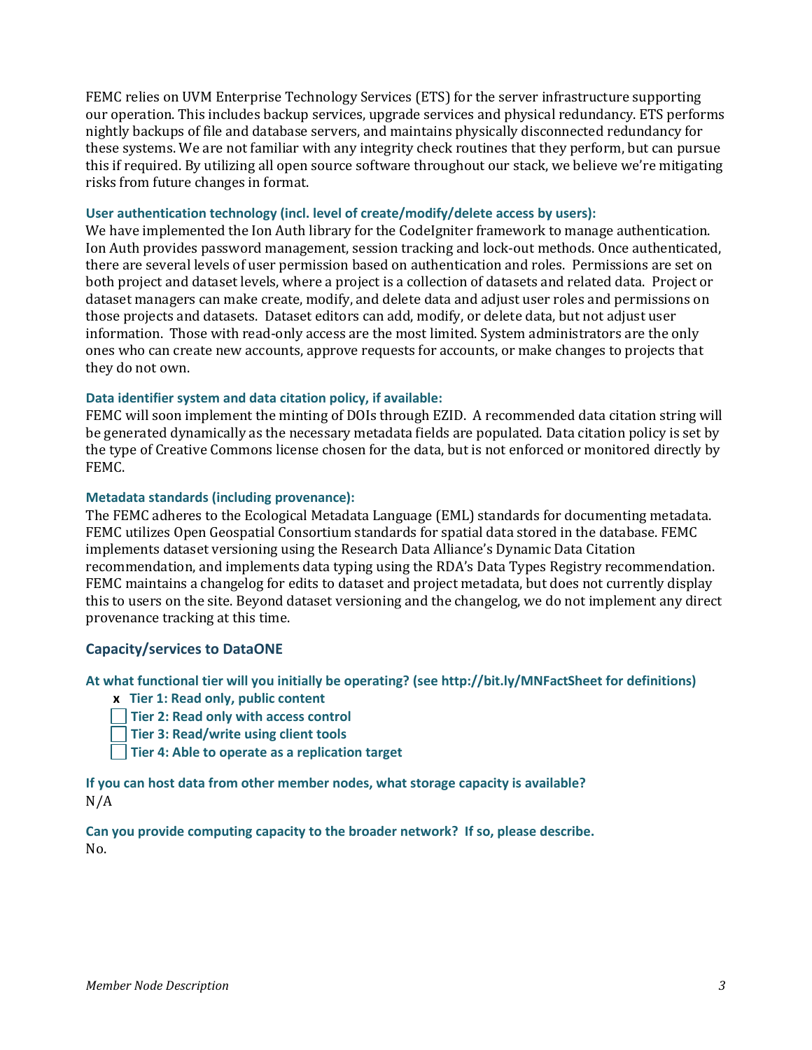FEMC relies on UVM Enterprise Technology Services (ETS) for the server infrastructure supporting our operation. This includes backup services, upgrade services and physical redundancy. ETS performs nightly backups of file and database servers, and maintains physically disconnected redundancy for these systems. We are not familiar with any integrity check routines that they perform, but can pursue this if required. By utilizing all open source software throughout our stack, we believe we're mitigating risks from future changes in format.

#### User authentication technology (incl. level of create/modify/delete access by users):

We have implemented the Ion Auth library for the CodeIgniter framework to manage authentication. Ion Auth provides password management, session tracking and lock-out methods. Once authenticated, there are several levels of user permission based on authentication and roles. Permissions are set on both project and dataset levels, where a project is a collection of datasets and related data. Project or dataset managers can make create, modify, and delete data and adjust user roles and permissions on those projects and datasets. Dataset editors can add, modify, or delete data, but not adjust user information. Those with read-only access are the most limited. System administrators are the only ones who can create new accounts, approve requests for accounts, or make changes to projects that they do not own.

#### Data identifier system and data citation policy, if available:

FEMC will soon implement the minting of DOIs through EZID. A recommended data citation string will be generated dynamically as the necessary metadata fields are populated. Data citation policy is set by the type of Creative Commons license chosen for the data, but is not enforced or monitored directly by FEMC.

#### Metadata standards (including provenance):

The FEMC adheres to the Ecological Metadata Language (EML) standards for documenting metadata. FEMC utilizes Open Geospatial Consortium standards for spatial data stored in the database. FEMC implements dataset versioning using the Research Data Alliance's Dynamic Data Citation recommendation, and implements data typing using the RDA's Data Types Registry recommendation. FEMC maintains a changelog for edits to dataset and project metadata, but does not currently display this to users on the site. Beyond dataset versioning and the changelog, we do not implement any direct provenance tracking at this time.

### Capacity/services to DataONE

#### At what functional tier will you initially be operating? (see http://bit.ly/MNFactSheet for definitions)

- [x] **Tier 1: Read only, public content**
- [ ] **Tier 2: Read only with access control**
- [ ] **Tier 3: Read/write using client tools**
- [ ] **Tier 4: Able to operate as a replication target**

#### If you can host data from other member nodes, what storage capacity is available?

N/A

#### Can you provide computing capacity to the broader network? If so, please describe.

No.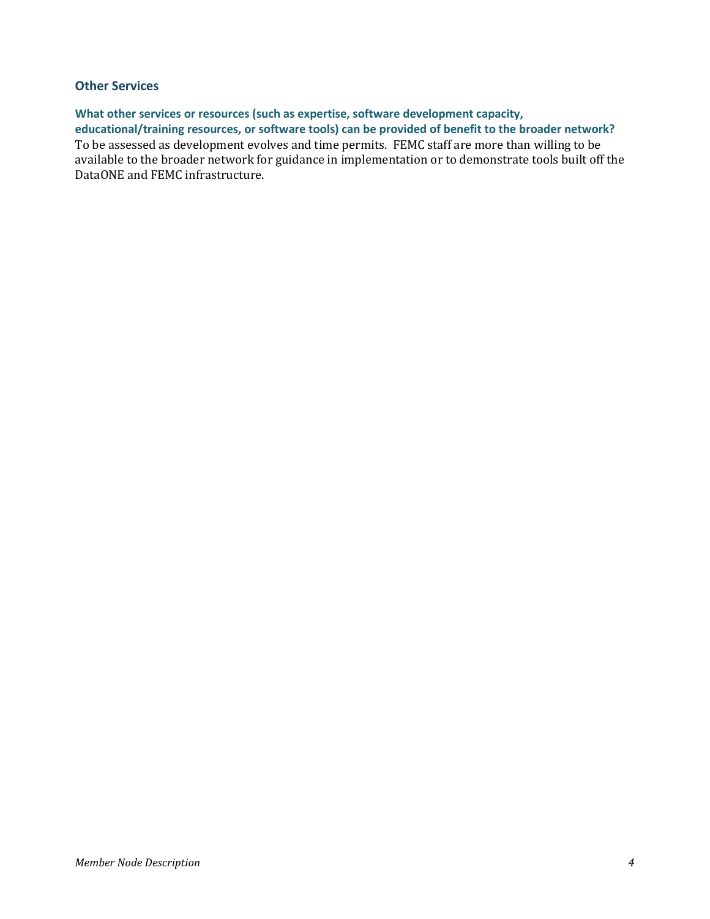### Other Services

**What other services or resources (such as expertise, software development capacity, educational/training resources, or software tools) can be provided of benefit to the broader network?**

To be assessed as development evolves and time permits. FEMC staff are more than willing to be available to the broader network for guidance in implementation or to demonstrate tools built off the DataONE and FEMC infrastructure.